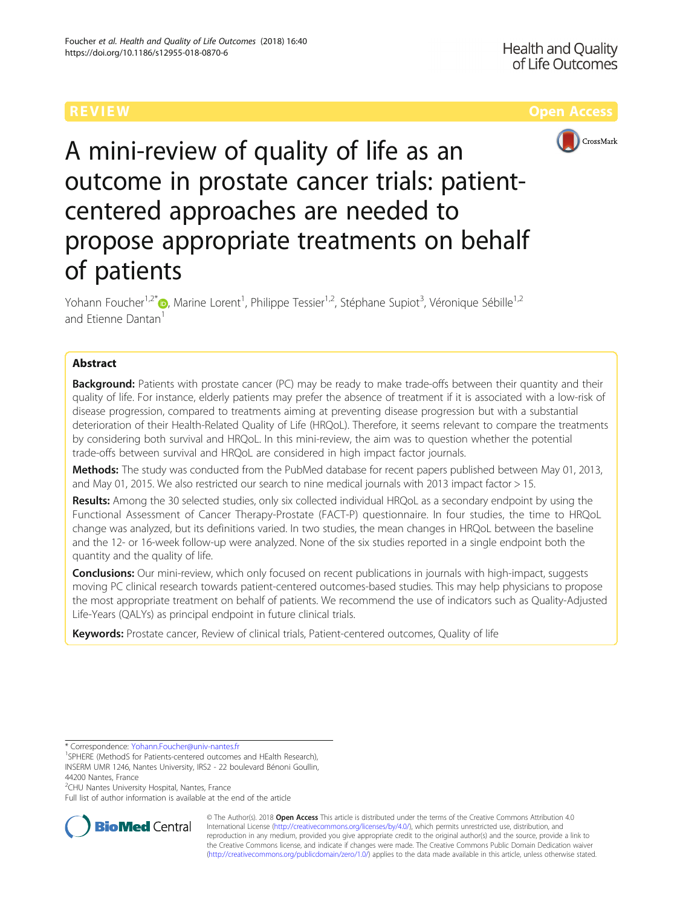REVIEW

Open Access

# A mini-review of quality of life as an outcome in prostate cancer trials: patient-centered approaches are needed to propose appropriate treatments on behalf of patients

Yohann Foucher[1,2*], Marine Lorent[1], Philippe Tessier[1,2], Stéphane Supiot[3], Véronique Sébille[1,2] and Etienne Dantan[1]

## Abstract

**Background:** Patients with prostate cancer (PC) may be ready to make trade-offs between their quantity and their quality of life. For instance, elderly patients may prefer the absence of treatment if it is associated with a low-risk of disease progression, compared to treatments aiming at preventing disease progression but with a substantial deterioration of their Health-Related Quality of Life (HRQoL). Therefore, it seems relevant to compare the treatments by considering both survival and HRQoL. In this mini-review, the aim was to question whether the potential trade-offs between survival and HRQoL are considered in high impact factor journals.

**Methods:** The study was conducted from the PubMed database for recent papers published between May 01, 2013, and May 01, 2015. We also restricted our search to nine medical journals with 2013 impact factor > 15.

**Results:** Among the 30 selected studies, only six collected individual HRQoL as a secondary endpoint by using the Functional Assessment of Cancer Therapy-Prostate (FACT-P) questionnaire. In four studies, the time to HRQoL change was analyzed, but its definitions varied. In two studies, the mean changes in HRQoL between the baseline and the 12- or 16-week follow-up were analyzed. None of the six studies reported in a single endpoint both the quantity and the quality of life.

**Conclusions:** Our mini-review, which only focused on recent publications in journals with high-impact, suggests moving PC clinical research towards patient-centered outcomes-based studies. This may help physicians to propose the most appropriate treatment on behalf of patients. We recommend the use of indicators such as Quality-Adjusted Life-Years (QALYs) as principal endpoint in future clinical trials.

**Keywords:** Prostate cancer, Review of clinical trials, Patient-centered outcomes, Quality of life

---

\* Correspondence: Yohann.Foucher@univ-nantes.fr
[1]SPHERE (MethodS for Patients-centered outcomes and HEalth Research), INSERM UMR 1246, Nantes University, IRS2 - 22 boulevard Bénoni Goullin, 44200 Nantes, France
[2]CHU Nantes University Hospital, Nantes, France
Full list of author information is available at the end of the article

© The Author(s). 2018 **Open Access** This article is distributed under the terms of the Creative Commons Attribution 4.0 International License (http://creativecommons.org/licenses/by/4.0/), which permits unrestricted use, distribution, and reproduction in any medium, provided you give appropriate credit to the original author(s) and the source, provide a link to the Creative Commons license, and indicate if changes were made. The Creative Commons Public Domain Dedication waiver (http://creativecommons.org/publicdomain/zero/1.0/) applies to the data made available in this article, unless otherwise stated.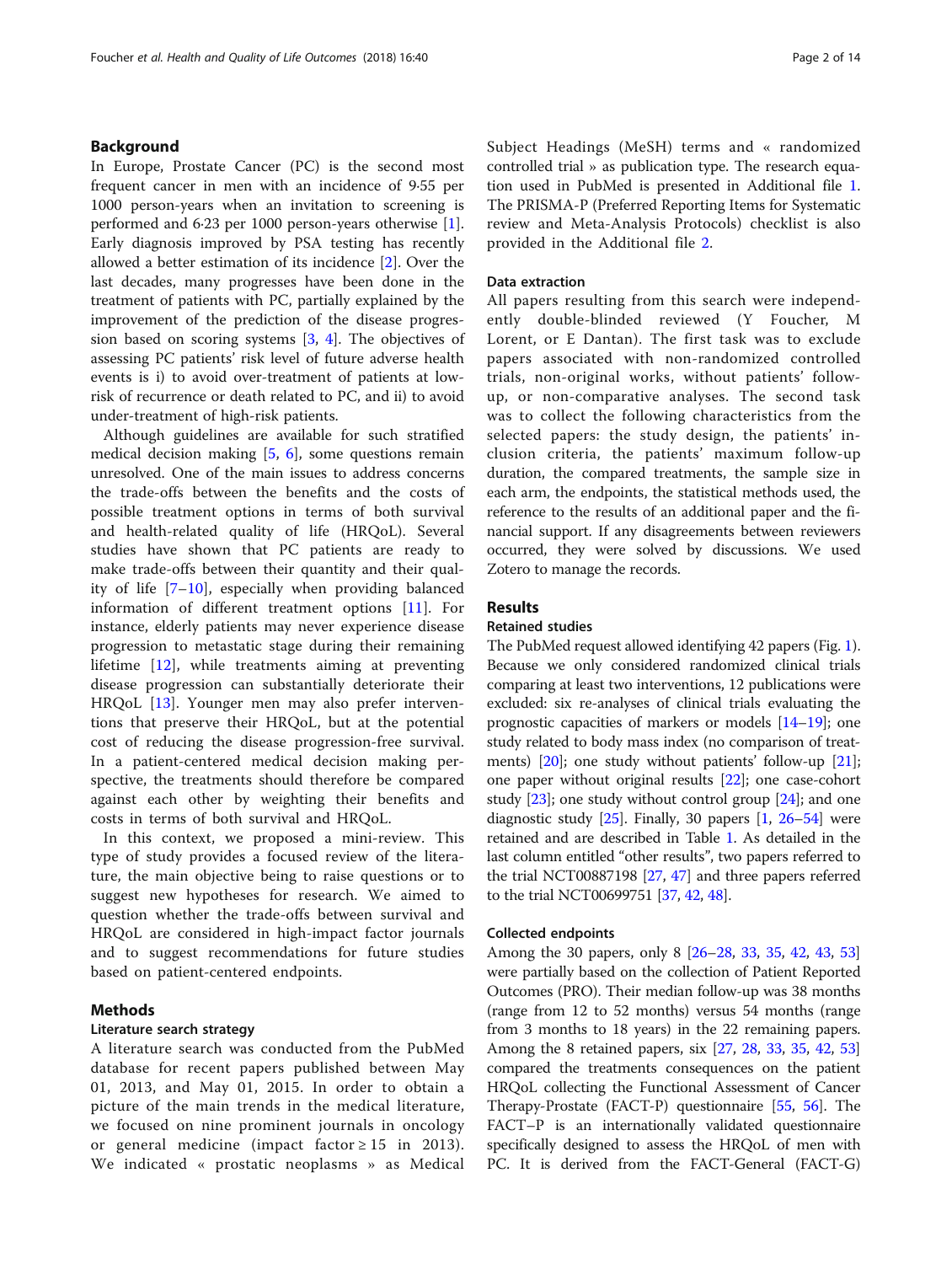## Background

In Europe, Prostate Cancer (PC) is the second most frequent cancer in men with an incidence of 9·55 per 1000 person-years when an invitation to screening is performed and 6·23 per 1000 person-years otherwise [1]. Early diagnosis improved by PSA testing has recently allowed a better estimation of its incidence [2]. Over the last decades, many progresses have been done in the treatment of patients with PC, partially explained by the improvement of the prediction of the disease progression based on scoring systems [3, 4]. The objectives of assessing PC patients' risk level of future adverse health events is i) to avoid over-treatment of patients at low-risk of recurrence or death related to PC, and ii) to avoid under-treatment of high-risk patients.

Although guidelines are available for such stratified medical decision making [5, 6], some questions remain unresolved. One of the main issues to address concerns the trade-offs between the benefits and the costs of possible treatment options in terms of both survival and health-related quality of life (HRQoL). Several studies have shown that PC patients are ready to make trade-offs between their quantity and their quality of life [7–10], especially when providing balanced information of different treatment options [11]. For instance, elderly patients may never experience disease progression to metastatic stage during their remaining lifetime [12], while treatments aiming at preventing disease progression can substantially deteriorate their HRQoL [13]. Younger men may also prefer interventions that preserve their HRQoL, but at the potential cost of reducing the disease progression-free survival. In a patient-centered medical decision making perspective, the treatments should therefore be compared against each other by weighting their benefits and costs in terms of both survival and HRQoL.

In this context, we proposed a mini-review. This type of study provides a focused review of the literature, the main objective being to raise questions or to suggest new hypotheses for research. We aimed to question whether the trade-offs between survival and HRQoL are considered in high-impact factor journals and to suggest recommendations for future studies based on patient-centered endpoints.

## Methods

### Literature search strategy

A literature search was conducted from the PubMed database for recent papers published between May 01, 2013, and May 01, 2015. In order to obtain a picture of the main trends in the medical literature, we focused on nine prominent journals in oncology or general medicine (impact factor ≥ 15 in 2013). We indicated « prostatic neoplasms » as Medical Subject Headings (MeSH) terms and « randomized controlled trial » as publication type. The research equation used in PubMed is presented in Additional file 1. The PRISMA-P (Preferred Reporting Items for Systematic review and Meta-Analysis Protocols) checklist is also provided in the Additional file 2.

### Data extraction

All papers resulting from this search were independently double-blinded reviewed (Y Foucher, M Lorent, or E Dantan). The first task was to exclude papers associated with non-randomized controlled trials, non-original works, without patients' follow-up, or non-comparative analyses. The second task was to collect the following characteristics from the selected papers: the study design, the patients' inclusion criteria, the patients' maximum follow-up duration, the compared treatments, the sample size in each arm, the endpoints, the statistical methods used, the reference to the results of an additional paper and the financial support. If any disagreements between reviewers occurred, they were solved by discussions. We used Zotero to manage the records.

## Results

### Retained studies

The PubMed request allowed identifying 42 papers (Fig. 1). Because we only considered randomized clinical trials comparing at least two interventions, 12 publications were excluded: six re-analyses of clinical trials evaluating the prognostic capacities of markers or models [14–19]; one study related to body mass index (no comparison of treatments) [20]; one study without patients' follow-up [21]; one paper without original results [22]; one case-cohort study [23]; one study without control group [24]; and one diagnostic study [25]. Finally, 30 papers [1, 26–54] were retained and are described in Table 1. As detailed in the last column entitled "other results", two papers referred to the trial NCT00887198 [27, 47] and three papers referred to the trial NCT00699751 [37, 42, 48].

### Collected endpoints

Among the 30 papers, only 8 [26–28, 33, 35, 42, 43, 53] were partially based on the collection of Patient Reported Outcomes (PRO). Their median follow-up was 38 months (range from 12 to 52 months) versus 54 months (range from 3 months to 18 years) in the 22 remaining papers. Among the 8 retained papers, six [27, 28, 33, 35, 42, 53] compared the treatments consequences on the patient HRQoL collecting the Functional Assessment of Cancer Therapy-Prostate (FACT-P) questionnaire [55, 56]. The FACT–P is an internationally validated questionnaire specifically designed to assess the HRQoL of men with PC. It is derived from the FACT-General (FACT-G)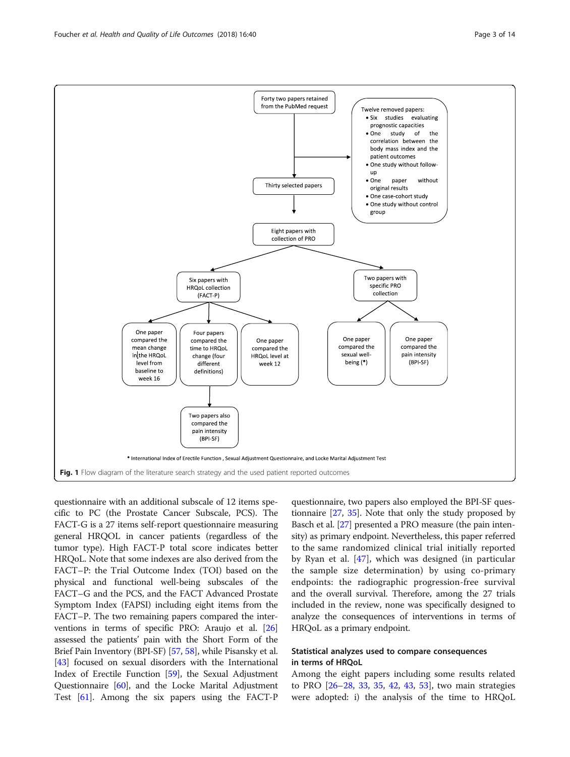Forty two papers retained from the PubMed request

Twelve removed papers:

- Six studies evaluating prognostic capacities
- One study of the correlation between the body mass index and the patient outcomes
- One study without follow-up
- One paper without original results
- One case-cohort study
- One study without control group

Thirty selected papers

Eight papers with collection of PRO

Six papers with HRQoL collection (FACT-P)

Two papers with specific PRO collection

One paper compared the mean change in the HRQoL level from baseline to week 16

Four papers compared the time to HRQoL change (four different definitions)

One paper compared the HRQoL level at week 12

One paper compared the sexual well-being (*)

One paper compared the pain intensity (BPI-SF)

Two papers also compared the pain intensity (BPI-SF)

* International Index of Erectile Function , Sexual Adjustment Questionnaire, and Locke Marital Adjustment Test

**Fig. 1** Flow diagram of the literature search strategy and the used patient reported outcomes

questionnaire with an additional subscale of 12 items specific to PC (the Prostate Cancer Subscale, PCS). The FACT-G is a 27 items self-report questionnaire measuring general HRQOL in cancer patients (regardless of the tumor type). High FACT-P total score indicates better HRQoL. Note that some indexes are also derived from the FACT–P: the Trial Outcome Index (TOI) based on the physical and functional well-being subscales of the FACT–G and the PCS, and the FACT Advanced Prostate Symptom Index (FAPSI) including eight items from the FACT–P. The two remaining papers compared the interventions in terms of specific PRO: Araujo et al. [26] assessed the patients' pain with the Short Form of the Brief Pain Inventory (BPI-SF) [57, 58], while Pisansky et al. [43] focused on sexual disorders with the International Index of Erectile Function [59], the Sexual Adjustment Questionnaire [60], and the Locke Marital Adjustment Test [61]. Among the six papers using the FACT-P questionnaire, two papers also employed the BPI-SF questionnaire [27, 35]. Note that only the study proposed by Basch et al. [27] presented a PRO measure (the pain intensity) as primary endpoint. Nevertheless, this paper referred to the same randomized clinical trial initially reported by Ryan et al. [47], which was designed (in particular the sample size determination) by using co-primary endpoints: the radiographic progression-free survival and the overall survival. Therefore, among the 27 trials included in the review, none was specifically designed to analyze the consequences of interventions in terms of HRQoL as a primary endpoint.

### Statistical analyzes used to compare consequences in terms of HRQoL

Among the eight papers including some results related to PRO [26–28, 33, 35, 42, 43, 53], two main strategies were adopted: i) the analysis of the time to HRQoL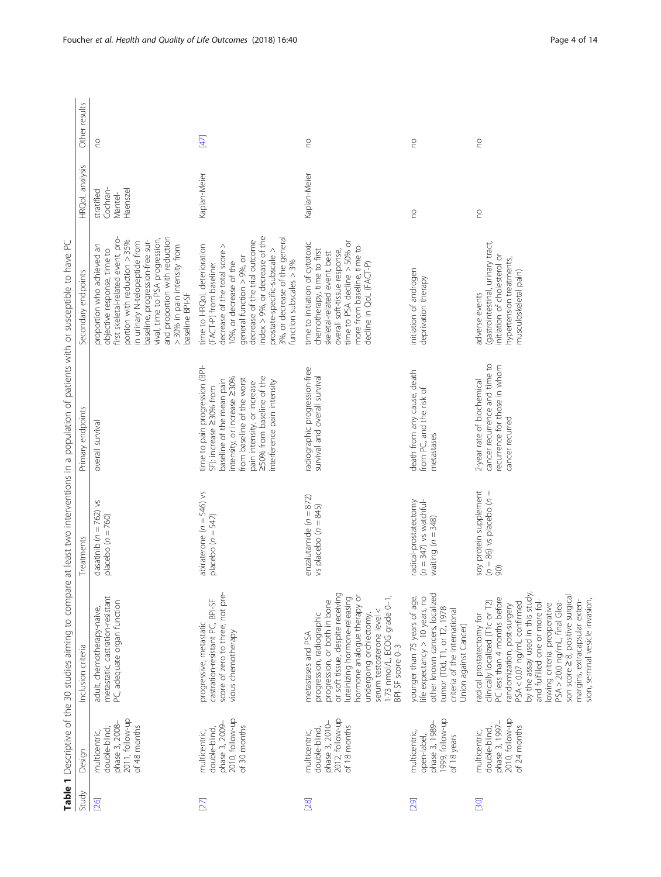**Table 1** Descriptive of the 30 studies aiming to compare at least two interventions in a population of patients with or susceptible to have PC

| Study | Design | Inclusion criteria | Treatments | Primary endpoints | Secondary endpoints | HRQoL analysis | Other results |
|---|---|---|---|---|---|---|---|
| [26] | multicentric, double-blind, phase 3, 2008–2011, follow-up of 48 months | adult, chemotherapy-naive, metastatic, castration-resistant PC, adequate organ function | dasatinib ($n = 762$) vs placebo ($n = 760$) | overall survival | proportion who achieved an objective response, time to first skeletal-related event, proportion with reduction > 35% in urinary N-telopeptide from baseline, progression-free survival, time to PSA progression, and proportion with reduction > 30% in pain intensity from baseline BPI-SF | stratified Cochran-Mantel-Haenszel | no |
| [27] | multicentric, double-blind, phase 3, 2009–2010, follow-up of 30 months | progressive, metastatic castration-resistant PC, BPI-SF score of zero to three, not previous chemotherapy | abiraterone ($n = 546$) vs placebo ($n = 542$) | time to pain progression (BPI-SF): increase ≥30% from baseline of the mean pain intensity, or increase ≥30% from baseline of the worst pain intensity, or increase ≥50% from baseline of the interference pain intensity | time to HRQoL deterioration (FACT-P) from baseline: decrease of the total score > 10%, or decrease of the general function > 9%, or decrease of the trial outcome index > 9%, or decrease of the prostate-specific-subscale > 3%, or decrease of the general function subscales > 3% | Kaplan-Meier | [47] |
| [28] | multicentric, double-blind phase 3, 2010–2012, follow-up of 18 months | metastases and PSA progression, radiographic progression, or both in bone or soft tissue, despite receiving luteinizing hormone-releasing hormone analogue therapy or undergoing orchiectomy, serum testosterone level < 1·73 nmol/L, ECOG grade 0–1, BPI-SF score 0-3 | enzalutamide ($n = 872$) vs placebo ($n = 845$) | radiographic progression-free survival and overall survival | time to initiation of cytotoxic chemotherapy, time to first skeletal-related event, best overall soft-tissue response, time to PSA decline > 50% or more from baseline, time to decline in QoL (FACT-P) | Kaplan-Meier | no |
| [29] | multicentric, open-label, phase 3, 1989–1999, follow-up of 18 years | younger than 75 years of age, life expectancy > 10 years, no other known cancers, localized tumor (T0d, T1, or T2, 1978 criteria of the International Union against Cancer) | radical-prostatectomy ($n = 347$) vs watchful-waiting ($n = 348$) | death from any cause, death from PC, and the risk of metastases | initiation of androgen deprivation therapy | no | no |
| [30] | multicentric, double-blind, phase 3, 1997–2010, follow-up of 24 months | radical prostatectomy for clinically localized (T1c or T2) PC less than 4 months before randomization, post-surgery PSA < 0.07 ng/mL confirmed by the assay used in this study, and fulfilled one or more following criteria: preoperative PSA > 20.0 ng/mL, final Gleason score ≥ 8, positive surgical margins, extracapsular extension, seminal vesicle invasion, | soy protein supplement ($n = 86$) vs placebo ($n = 90$) | 2-year rate of biochemical cancer recurrence and time to recurrence for those in whom cancer recurred | adverse events (gastrointestinal, urinary tract, initiation of cholesterol or hypertension treatments, musculoskeletal pain) | no | no |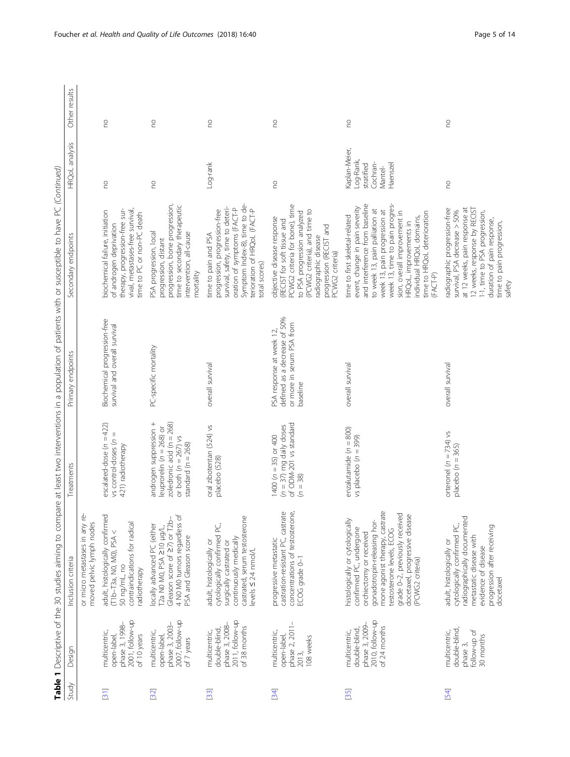**Table 1** Descriptive of the 30 studies aiming to compare at least two interventions in a population of patients with or susceptible to have PC *(Continued)*

| Study | Design | Inclusion criteria | Treatments | Primary endpoints | Secondary endpoints | HRQoL analysis | Other results |
|---|---|---|---|---|---|---|---|
| | | or micro metastases in any removed pelvic lymph nodes | | | | | |
| [31] | multicentric, open-label, phase 3, 1998–2001, follow-up of 10 years | adult, histologically confirmed (T1b–T3a, N0, M0), PSA < 50 ng/mL, no contraindications for radical radiotherapy | escalated-dose (n = 422) vs control-doses (n = 421) radiotherapy | Biochemical progression-free survival and overall survival | biochemical failure, initiation of androgen deprivation therapy, progression-free survival, metastases-free survival, time to PC or non-PC death | no | no |
| [32] | multicentric, open-label phase 3, 2003–2007, follow-up of 7 years | locally advanced PC (either T2a N0 M0, PSA ≥10 μg/L, Gleason score of ≥7) or T2b-4 N0 M0 tumors regardless of PSA and Gleason score | androgen suppression + leuprorelin (n = 268) or zoledronic acid (n = 268) or both (n = 267) vs standard (n = 268) | PC-specific mortality | PSA progression, local progression, distant progression, bone progression, time to secondary therapeutic intervention, all-cause mortality | no | no |
| [33] | multicentric, double-blind, phase 3, 2008–2011, follow-up of 38 months | adult, histologically or cytologically confirmed PC, surgically castrated or continuously medically castrated, serum testosterone levels ≤ 2.4 nmol/L | oral zibotentan (524) vs placebo (528) | overall survival | time to pain and PSA progression, progression-free survival, safety, time to deterioration of symptoms (FACT-P Symptom Index-8), time to deterioration of HRQoL (FACT-P total scores) | Log-rank | no |
| [34] | multicentric, open-label, phase 2, 2011–2013, 108 weeks | progressive metastatic castration-resistant PC, castrate concentrations of testosterone, ECOG grade 0–1 | 1400 (n = 35) or 400 (n = 37) mg daily doses of ODM-201 vs standard (n = 38) | PSA response at week 12, defined as a decrease of 50% or more in serum PSA from baseline | objective disease response (RECIST for soft tissue and PCWG2 criteria for bone), time to PSA progression analyzed (PCWG2 criteria), and time to radiographic disease progression (RECIST and PCWG2 criteria) | no | no |
| [35] | multicentric, double-blind, phase 3, 2009–2010, follow-up of 24 months | histologically or cytologically confirmed PC, undergone orchiectomy or received gonadotropin-releasing hormone agonist therapy, castrate testosterone levels, ECOG grade 0–2, previously received docetaxel, progressive disease (PCWG2 criteria) | enzalutamide (n = 800) vs placebo (n = 399) | overall survival | time to first skeletal-related event, change in pain severity and interference from baseline to week 13, pain palliation at week 13, pain progression at week 13, time to pain progression, overall improvement in HRQoL, improvements in individual HRQoL domains, time to HRQoL deterioration (FACT-P) | Kaplan-Meier, Log-Rank, stratified Cochran-Mantel-Haenszel | no |
| [54] | multicentric, double-blind, phase 3, follow-up of 30 months | adult, histologically or cytologically confirmed PC, radiographically documented metastatic disease with evidence of disease progression after receiving docetaxel | orteronel (n = 734) vs placebo (n = 365) | overall survival | radiographic progression-free survival, PSA decrease > 50% at 12 weeks, pain response at 12 weeks, response by RECIST 1.1, time to PSA progression, duration of pain response, time to pain progression, safety | no | no |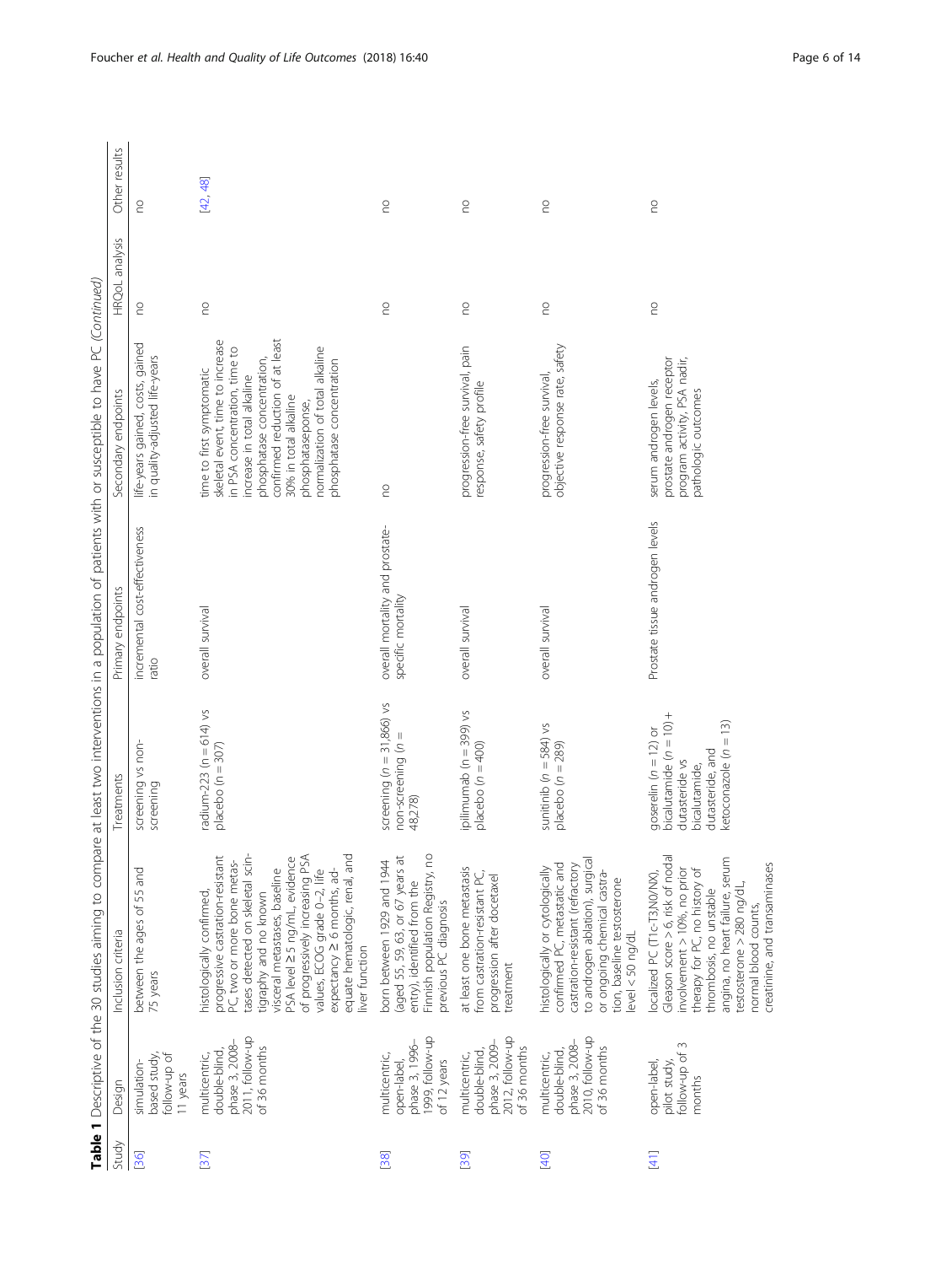**Table 1** Descriptive of the 30 studies aiming to compare at least two interventions in a population of patients with or susceptible to have PC *(Continued)*

| Study | Design | Inclusion criteria | Treatments | Primary endpoints | Secondary endpoints | HRQoL analysis | Other results |
|---|---|---|---|---|---|---|---|
| [36] | simulation-based study, follow-up of 11 years | between the ages of 55 and 75 years | screening vs non-screening | incremental cost-effectiveness ratio | life-years gained, costs, gained in quality-adjusted life-years | no | no |
| [37] | multicentric, double-blind, phase 3, 2008–2011, follow-up of 36 months | histologically confirmed, progressive castration-resistant PC, two or more bone metastases detected on skeletal scintigraphy and no known visceral metastases, baseline PSA level ≥ 5 ng/mL, evidence of progressively increasing PSA values, ECOG grade 0–2, life expectancy ≥ 6 months, adequate hematologic, renal, and liver function | radium-223 (n = 614) vs placebo (n = 307) | overall survival | time to first symptomatic skeletal event, time to increase in PSA concentration, time to increase in total alkaline phosphatase concentration, confirmed reduction of at least 30% in total alkaline phosphatasepones, normalization of total alkaline phosphatase concentration | no | [42, 48] |
| [38] | multicentric, open-label, phase 3, 1996–1999, follow-up of 12 years | born between 1929 and 1944 (aged 55, 59, 63, or 67 years at entry), identified from the Finnish population Registry, no previous PC diagnosis | screening (n = 31,866) vs non-screening (n = 48,278) | overall mortality and prostate-specific mortality | no | no | no |
| [39] | multicentric, double-blind, phase 3, 2009–2012, follow-up of 36 months | at least one bone metastasis from castration-resistant PC, progression after docetaxel treatment | ipilimumab (n = 399) vs placebo (n = 400) | overall survival | progression-free survival, pain response, safety profile | no | no |
| [40] | multicentric, double-blind, phase 3, 2008–2010, follow-up of 36 months | histologically or cytologically confirmed PC, metastatic and castration-resistant (refractory to androgen ablation), surgical or ongoing chemical castration, baseline testosterone level < 50 ng/dL | sunitinib (n = 584) vs placebo (n = 289) | overall survival | progression-free survival, objective response rate, safety | no | no |
| [41] | open-label, pilot study, follow-up of 3 months | localized PC (T1c-T3,N0/NX), Gleason score > 6, risk of nodal involvement > 10%, no prior therapy for PC, no history of thrombosis, no unstable angina, no heart failure, serum testosterone > 280 ng/dL, normal blood counts, creatinine, and transaminases | goserelin (n = 12) or bicalutamide (n = 10) + dutasteride vs bicalutamide, dutasteride, and ketoconazole (n = 13) | Prostate tissue androgen levels | serum androgen levels, prostate androgen receptor program activity, PSA nadir, pathologic outcomes | no | no |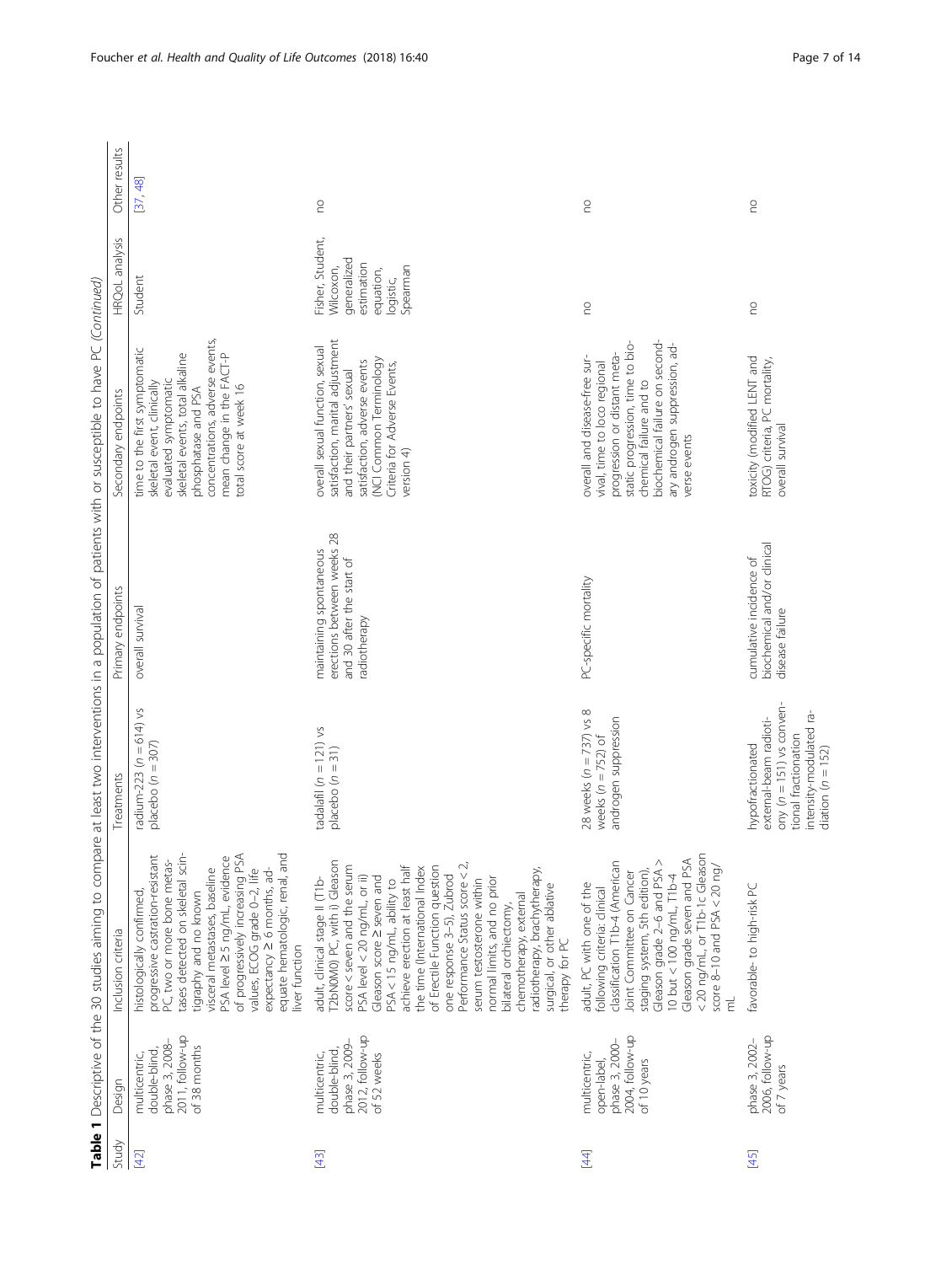**Table 1** Descriptive of the 30 studies aiming to compare at least two interventions in a population of patients with or susceptible to have PC *(Continued)*

| Study | Design | Inclusion criteria | Treatments | Primary endpoints | Secondary endpoints | HRQoL analysis | Other results |
|---|---|---|---|---|---|---|---|
| [42] | multicentric, double-blind, phase 3, 2008–2011, follow-up of 38 months | histologically confirmed, progressive castration-resistant PC, two or more bone metastases detected on skeletal scintigraphy and no known visceral metastases, baseline PSA level ≥ 5 ng/mL, evidence of progressively increasing PSA values, ECOG grade 0–2, life expectancy ≥ 6 months, adequate hematologic, renal, and liver function | radium-223 ($n = 614$) vs placebo ($n = 307$) | overall survival | time to the first symptomatic skeletal event, clinically evaluated symptomatic skeletal events, total alkaline phosphatase and PSA concentrations, adverse events, mean change in the FACT-P total score at week 16 | Student | [37, 48] |
| [43] | multicentric, double-blind, phase 3, 2009–2012, follow-up of 52 weeks | adult, clinical stage II (T1b-T2bN0M0) PC, with i) Gleason score < seven and the serum PSA level < 20 ng/mL, or ii) Gleason score ≥ seven and PSA < 15 ng/mL, ability to achieve erection at least half the time (International Index of Erectile Function question one response 3–5), Zubrod Performance Status score < 2, serum testosterone within normal limits, and no prior bilateral orchiectomy, chemotherapy, external radiotherapy, brachytherapy, surgical, or other ablative therapy for PC | tadalafil ($n = 121$) vs placebo ($n = 31$) | maintaining spontaneous erections between weeks 28 and 30 after the start of radiotherapy | overall sexual function, sexual satisfaction, marital adjustment and their partners' sexual satisfaction, adverse events (NCI Common Terminology Criteria for Adverse Events, version 4) | Fisher, Student, Wilcoxon, generalized estimation equation, logistic, Spearman | no |
| [44] | multicentric, open-label, phase 3, 2000–2004, follow-up of 10 years | adult, PC with one of the following criteria: clinical classification T1b-4 (American Joint Committee on Cancer staging system, 5th edition), Gleason grade 2–6 and PSA > 10 but < 100 ng/mL, T1b-4 Gleason grade seven and PSA < 20 ng/mL, or T1b-1c Gleason score 8–10 and PSA < 20 ng/mL | 28 weeks ($n = 737$) vs 8 weeks ($n = 752$) of androgen suppression | PC-specific mortality | overall and disease-free survival, time to loco regional progression or distant metastatic progression, time to biochemical failure and to biochemical failure on secondary androgen suppression, adverse events | no | no |
| [45] | phase 3, 2002–2006, follow-up of 7 years | favorable- to high-risk PC | hypofractionated external-beam radiotherapy ($n = 151$) vs conventional fractionation intensity-modulated radiation ($n = 152$) | cumulative incidence of biochemical and/or clinical disease failure | toxicity (modified LENT and RTOG) criteria, PC mortality, overall survival | no | no |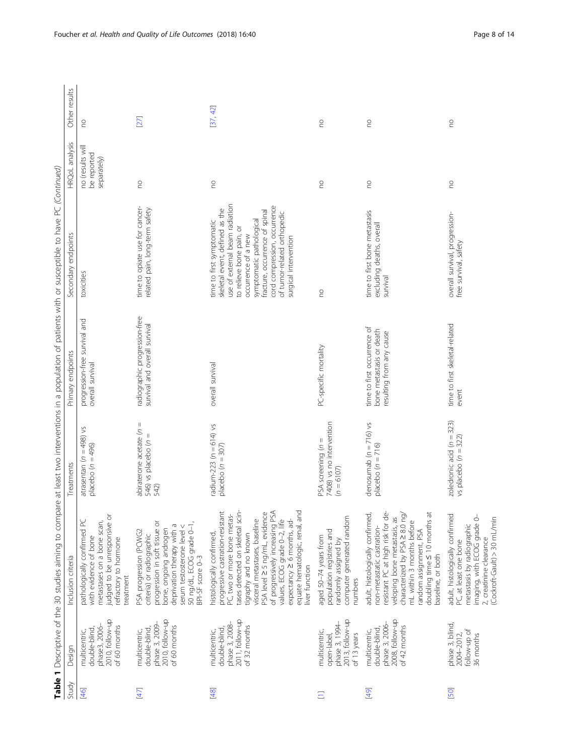**Table 1** Descriptive of the 30 studies aiming to compare at least two interventions in a population of patients with or susceptible to have PC *(Continued)*

| Study | Design | Inclusion criteria | Treatments | Primary endpoints | Secondary endpoints | HRQoL analysis | Other results |
|---|---|---|---|---|---|---|---|
| [46] | multicentric, double-blind, phase3, 2006–2010, follow-up of 60 months | pathologically confirmed PC with evidence of bone metastases on a bone scan, judged to be unresponsive or refractory to hormone treatment | atrasentan ($n$ = 498) vs placebo ($n$ = 496) | progression-free survival and overall survival | toxicities | no (results will be reported separately) | no |
| [47] | multicentric, double-blind, phase 3, 2009–2010, follow-up of 60 months | PSA progression (PCWG2 criteria) or radiographic progression in soft tissue or bone, ongoing androgen deprivation therapy with a serum testosterone level < 50 ng/dL, ECOG grade 0–1, BPI-SF score 0-3 | abiraterone acetate ($n$ = 546) vs placebo ($n$ = 542) | radiographic progression-free survival and overall survival | time to opiate use for cancer-related pain, long-term safety | no | [27] |
| [48] | multicentric, double-blind, phase 3, 2008–2011, follow-up of 32 months | histologically confirmed, progressive castration-resistant PC, two or more bone metastases detected on skeletal scintigraphy and no known visceral metastases, baseline PSA level ≥ 5 ng/mL, evidence of progressively increasing PSA values, ECOG grade 0–2, life expectancy ≥ 6 months, adequate hematologic, renal, and liver function | radium-223 ($n$ = 614) vs placebo ($n$ = 307) | overall survival | time to first symptomatic skeletal event, defined as the use of external beam radiation to relieve bone pain, or occurrence of a new symptomatic pathological fracture, occurrence of spinal cord compression, occurrence of tumor-related orthopedic surgical intervention | no | [37, 42] |
| [1] | multicentric, open-label, phase 3, 1994–2013, follow-up of 13 years | aged 50–74 years from population registries and randomly assigned by computer generated random numbers | PSA screening ($n$ = 7408) vs no intervention ($n$ = 6107) | PC-specific mortality | no | no | no |
| [49] | multicentric, double-blind, phase 3, 2006–2008, follow-up of 42 months | adult, histologically confirmed, non-metastatic castration-resistant PC at high risk for developing bone metastasis, as characterized by PSA ≥ 8.0 ng/mL within 3 months before random assignment, PSA doubling time ≤ 10 months at baseline, or both | denosumab ($n$ = 716) vs placebo ($n$ = 716) | time to first occurrence of bone metastasis or death resulting from any cause | time to first bone metastasis excluding deaths, overall survival | no | no |
| [50] | phase 3, blind, 2004–2012, follow-up of 36 months | adult, histologically confirmed PC, at least one bone metastasis by radiographic imaging, with ECOG grade 0–2, creatinine clearance (Cockroft-Gault) > 30 mL/min | zoledronic acid ($n$ = 323) vs placebo ($n$ = 322) | time to first skeletal-related event | overall survival, progression-free survival, safety | no | no |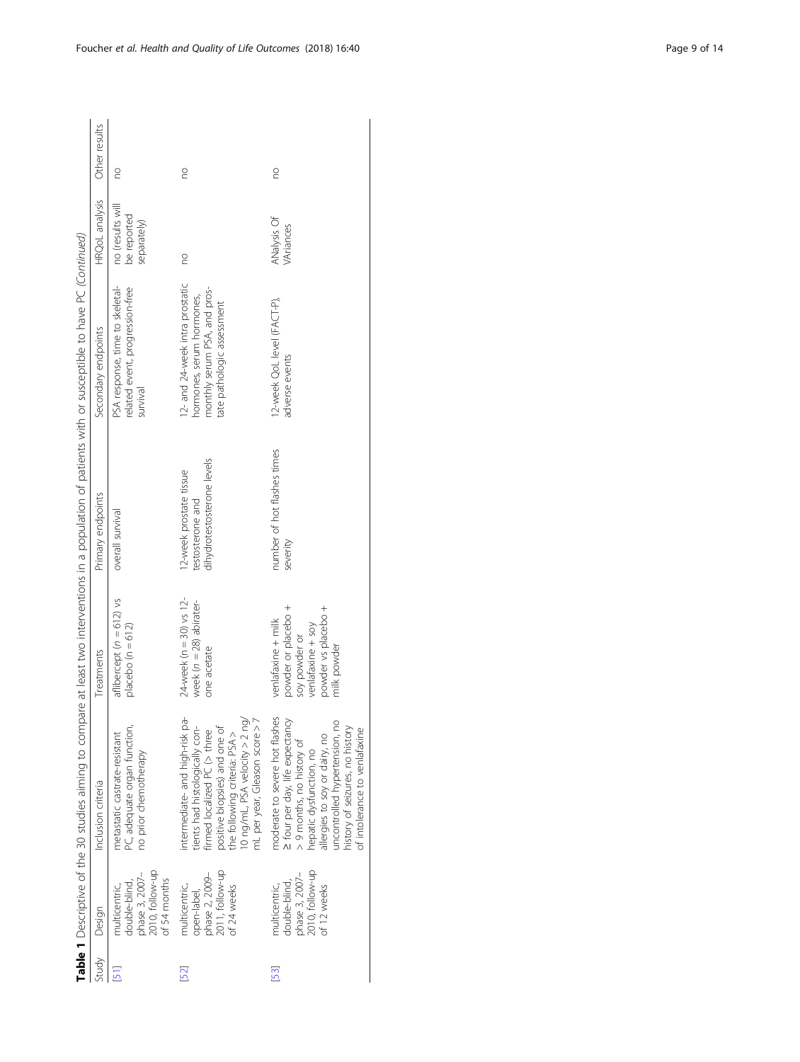**Table 1** Descriptive of the 30 studies aiming to compare at least two interventions in a population of patients with or susceptible to have PC *(Continued)*

| Study | Design | Inclusion criteria | Treatments | Primary endpoints | Secondary endpoints | HRQoL analysis | Other results |
|---|---|---|---|---|---|---|---|
| [51] | multicentric, double-blind, phase 3, 2007–2010, follow-up of 54 months | metastatic castrate-resistant PC, adequate organ function, no prior chemotherapy | aflibercept (*n* = 612) vs placebo (n = 612) | overall survival | PSA response, time to skeletal-related event, progression-free survival | no (results will be reported separately) | no |
| [52] | multicentric, open-label, phase 2, 2009–2011, follow-up of 24 weeks | intermediate- and high-risk patients had histologically confirmed localized PC (> three positive biopsies) and one of the following criteria: PSA > 10 ng/mL, PSA velocity > 2 ng/mL per year, Gleason score > 7 | 24-week (n = 30) vs 12-week (*n* = 28) abiraterone acetate | 12-week prostate tissue testosterone and dihydrotestosterone levels | 12- and 24-week intra prostatic hormones, serum hormones, monthly serum PSA, and prostate pathologic assessment | no | no |
| [53] | multicentric, double-blind, phase 3, 2007–2010, follow-up of 12 weeks | moderate to severe hot flashes ≥ four per day, life expectancy > 9 months, no history of hepatic dysfunction, no allergies to soy or dairy, no uncontrolled hypertension, no history of seizures, no history of intolerance to venlafaxine | venlafaxine + milk powder or placebo + soy powder or venlafaxine + soy powder vs placebo + milk powder | number of hot flashes times severity | 12-week QoL level (FACT-P), adverse events | ANalysis Of VAriances | no |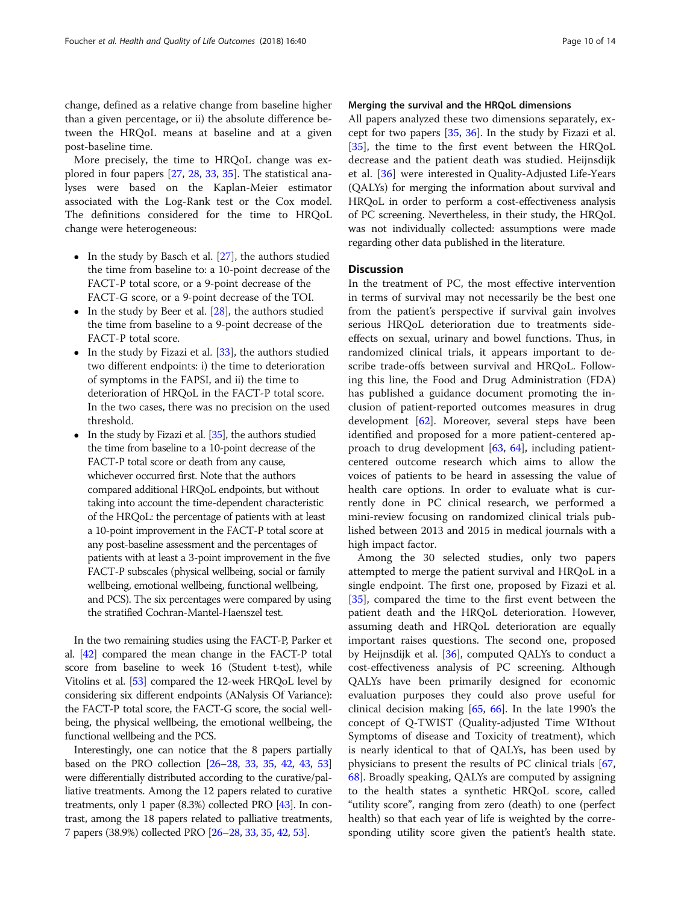change, defined as a relative change from baseline higher than a given percentage, or ii) the absolute difference between the HRQoL means at baseline and at a given post-baseline time.

More precisely, the time to HRQoL change was explored in four papers [27, 28, 33, 35]. The statistical analyses were based on the Kaplan-Meier estimator associated with the Log-Rank test or the Cox model. The definitions considered for the time to HRQoL change were heterogeneous:

- In the study by Basch et al. [27], the authors studied the time from baseline to: a 10-point decrease of the FACT-P total score, or a 9-point decrease of the FACT-G score, or a 9-point decrease of the TOI.
- In the study by Beer et al. [28], the authors studied the time from baseline to a 9-point decrease of the FACT-P total score.
- In the study by Fizazi et al. [33], the authors studied two different endpoints: i) the time to deterioration of symptoms in the FAPSI, and ii) the time to deterioration of HRQoL in the FACT-P total score. In the two cases, there was no precision on the used threshold.
- In the study by Fizazi et al. [35], the authors studied the time from baseline to a 10-point decrease of the FACT-P total score or death from any cause, whichever occurred first. Note that the authors compared additional HRQoL endpoints, but without taking into account the time-dependent characteristic of the HRQoL: the percentage of patients with at least a 10-point improvement in the FACT-P total score at any post-baseline assessment and the percentages of patients with at least a 3-point improvement in the five FACT-P subscales (physical wellbeing, social or family wellbeing, emotional wellbeing, functional wellbeing, and PCS). The six percentages were compared by using the stratified Cochran-Mantel-Haenszel test.

In the two remaining studies using the FACT-P, Parker et al. [42] compared the mean change in the FACT-P total score from baseline to week 16 (Student t-test), while Vitolins et al. [53] compared the 12-week HRQoL level by considering six different endpoints (ANalysis Of Variance): the FACT-P total score, the FACT-G score, the social wellbeing, the physical wellbeing, the emotional wellbeing, the functional wellbeing and the PCS.

Interestingly, one can notice that the 8 papers partially based on the PRO collection [26–28, 33, 35, 42, 43, 53] were differentially distributed according to the curative/palliative treatments. Among the 12 papers related to curative treatments, only 1 paper (8.3%) collected PRO [43]. In contrast, among the 18 papers related to palliative treatments, 7 papers (38.9%) collected PRO [26–28, 33, 35, 42, 53].

#### Merging the survival and the HRQoL dimensions

All papers analyzed these two dimensions separately, except for two papers [35, 36]. In the study by Fizazi et al. [35], the time to the first event between the HRQoL decrease and the patient death was studied. Heijnsdijk et al. [36] were interested in Quality-Adjusted Life-Years (QALYs) for merging the information about survival and HRQoL in order to perform a cost-effectiveness analysis of PC screening. Nevertheless, in their study, the HRQoL was not individually collected: assumptions were made regarding other data published in the literature.

## Discussion

In the treatment of PC, the most effective intervention in terms of survival may not necessarily be the best one from the patient's perspective if survival gain involves serious HRQoL deterioration due to treatments side-effects on sexual, urinary and bowel functions. Thus, in randomized clinical trials, it appears important to describe trade-offs between survival and HRQoL. Following this line, the Food and Drug Administration (FDA) has published a guidance document promoting the inclusion of patient-reported outcomes measures in drug development [62]. Moreover, several steps have been identified and proposed for a more patient-centered approach to drug development [63, 64], including patient-centered outcome research which aims to allow the voices of patients to be heard in assessing the value of health care options. In order to evaluate what is currently done in PC clinical research, we performed a mini-review focusing on randomized clinical trials published between 2013 and 2015 in medical journals with a high impact factor.

Among the 30 selected studies, only two papers attempted to merge the patient survival and HRQoL in a single endpoint. The first one, proposed by Fizazi et al. [35], compared the time to the first event between the patient death and the HRQoL deterioration. However, assuming death and HRQoL deterioration are equally important raises questions. The second one, proposed by Heijnsdijk et al. [36], computed QALYs to conduct a cost-effectiveness analysis of PC screening. Although QALYs have been primarily designed for economic evaluation purposes they could also prove useful for clinical decision making [65, 66]. In the late 1990's the concept of Q-TWIST (Quality-adjusted Time WIthout Symptoms of disease and Toxicity of treatment), which is nearly identical to that of QALYs, has been used by physicians to present the results of PC clinical trials [67, 68]. Broadly speaking, QALYs are computed by assigning to the health states a synthetic HRQoL score, called "utility score", ranging from zero (death) to one (perfect health) so that each year of life is weighted by the corresponding utility score given the patient's health state.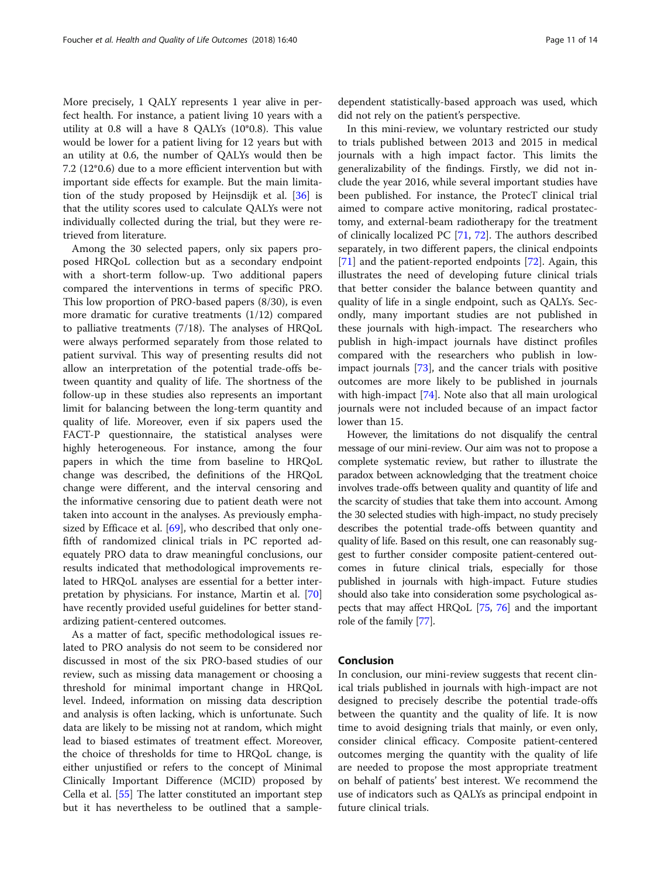More precisely, 1 QALY represents 1 year alive in perfect health. For instance, a patient living 10 years with a utility at 0.8 will a have 8 QALYs (10*0.8). This value would be lower for a patient living for 12 years but with an utility at 0.6, the number of QALYs would then be 7.2 (12*0.6) due to a more efficient intervention but with important side effects for example. But the main limitation of the study proposed by Heijnsdijk et al. [36] is that the utility scores used to calculate QALYs were not individually collected during the trial, but they were retrieved from literature.

Among the 30 selected papers, only six papers proposed HRQoL collection but as a secondary endpoint with a short-term follow-up. Two additional papers compared the interventions in terms of specific PRO. This low proportion of PRO-based papers (8/30), is even more dramatic for curative treatments (1/12) compared to palliative treatments (7/18). The analyses of HRQoL were always performed separately from those related to patient survival. This way of presenting results did not allow an interpretation of the potential trade-offs between quantity and quality of life. The shortness of the follow-up in these studies also represents an important limit for balancing between the long-term quantity and quality of life. Moreover, even if six papers used the FACT-P questionnaire, the statistical analyses were highly heterogeneous. For instance, among the four papers in which the time from baseline to HRQoL change was described, the definitions of the HRQoL change were different, and the interval censoring and the informative censoring due to patient death were not taken into account in the analyses. As previously emphasized by Efficace et al. [69], who described that only one-fifth of randomized clinical trials in PC reported adequately PRO data to draw meaningful conclusions, our results indicated that methodological improvements related to HRQoL analyses are essential for a better interpretation by physicians. For instance, Martin et al. [70] have recently provided useful guidelines for better standardizing patient-centered outcomes.

As a matter of fact, specific methodological issues related to PRO analysis do not seem to be considered nor discussed in most of the six PRO-based studies of our review, such as missing data management or choosing a threshold for minimal important change in HRQoL level. Indeed, information on missing data description and analysis is often lacking, which is unfortunate. Such data are likely to be missing not at random, which might lead to biased estimates of treatment effect. Moreover, the choice of thresholds for time to HRQoL change, is either unjustified or refers to the concept of Minimal Clinically Important Difference (MCID) proposed by Cella et al. [55] The latter constituted an important step but it has nevertheless to be outlined that a sample-dependent statistically-based approach was used, which did not rely on the patient's perspective.

In this mini-review, we voluntary restricted our study to trials published between 2013 and 2015 in medical journals with a high impact factor. This limits the generalizability of the findings. Firstly, we did not include the year 2016, while several important studies have been published. For instance, the ProtecT clinical trial aimed to compare active monitoring, radical prostatectomy, and external-beam radiotherapy for the treatment of clinically localized PC [71, 72]. The authors described separately, in two different papers, the clinical endpoints [71] and the patient-reported endpoints [72]. Again, this illustrates the need of developing future clinical trials that better consider the balance between quantity and quality of life in a single endpoint, such as QALYs. Secondly, many important studies are not published in these journals with high-impact. The researchers who publish in high-impact journals have distinct profiles compared with the researchers who publish in low-impact journals [73], and the cancer trials with positive outcomes are more likely to be published in journals with high-impact [74]. Note also that all main urological journals were not included because of an impact factor lower than 15.

However, the limitations do not disqualify the central message of our mini-review. Our aim was not to propose a complete systematic review, but rather to illustrate the paradox between acknowledging that the treatment choice involves trade-offs between quality and quantity of life and the scarcity of studies that take them into account. Among the 30 selected studies with high-impact, no study precisely describes the potential trade-offs between quantity and quality of life. Based on this result, one can reasonably suggest to further consider composite patient-centered outcomes in future clinical trials, especially for those published in journals with high-impact. Future studies should also take into consideration some psychological aspects that may affect HRQoL [75, 76] and the important role of the family [77].

## Conclusion

In conclusion, our mini-review suggests that recent clinical trials published in journals with high-impact are not designed to precisely describe the potential trade-offs between the quantity and the quality of life. It is now time to avoid designing trials that mainly, or even only, consider clinical efficacy. Composite patient-centered outcomes merging the quantity with the quality of life are needed to propose the most appropriate treatment on behalf of patients' best interest. We recommend the use of indicators such as QALYs as principal endpoint in future clinical trials.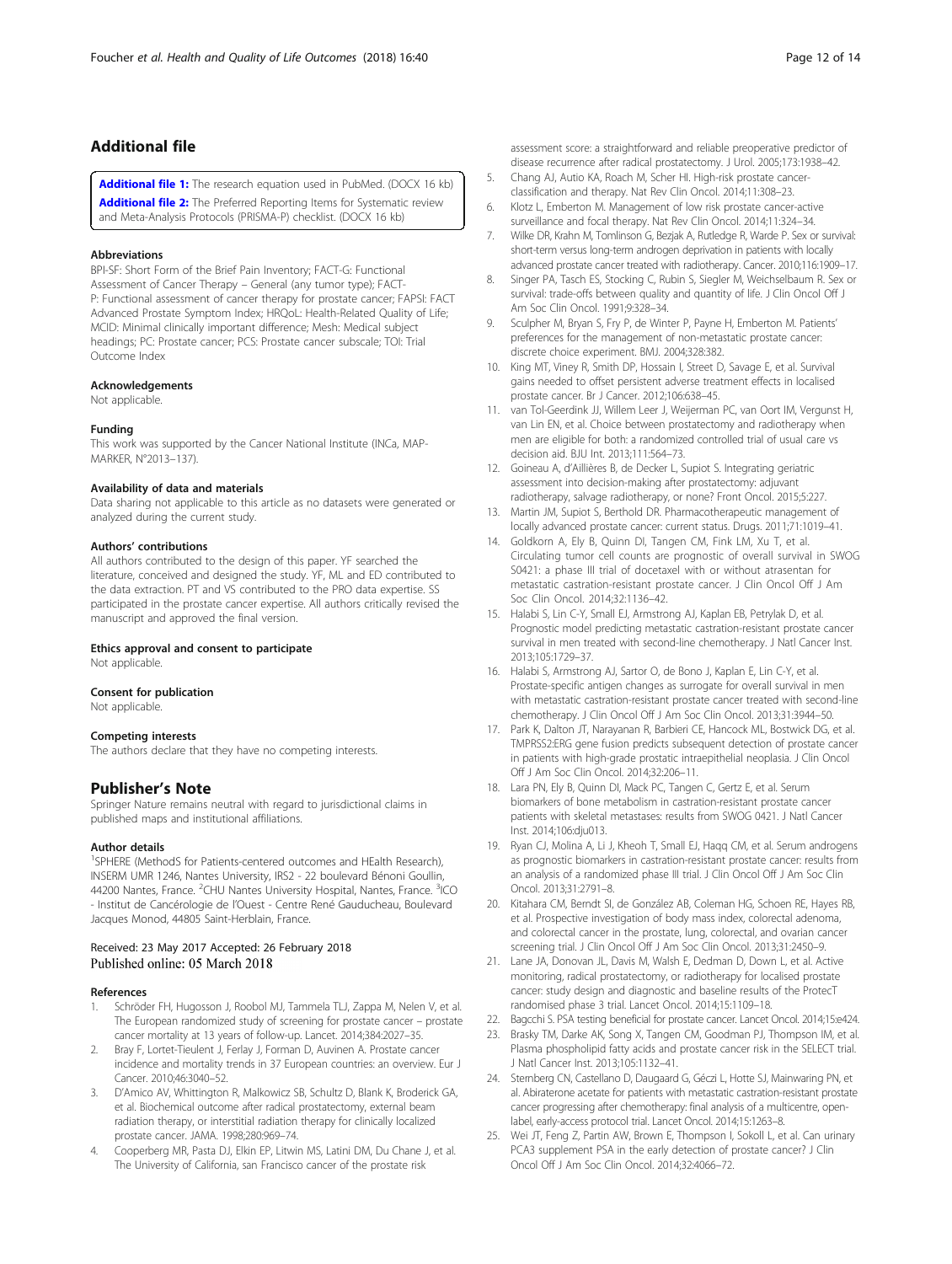## Additional file

**Additional file 1:** The research equation used in PubMed. (DOCX 16 kb)

**Additional file 2:** The Preferred Reporting Items for Systematic review and Meta-Analysis Protocols (PRISMA-P) checklist. (DOCX 16 kb)

### Abbreviations

BPI-SF: Short Form of the Brief Pain Inventory; FACT-G: Functional Assessment of Cancer Therapy – General (any tumor type); FACT-P: Functional assessment of cancer therapy for prostate cancer; FAPSI: FACT Advanced Prostate Symptom Index; HRQoL: Health-Related Quality of Life; MCID: Minimal clinically important difference; Mesh: Medical subject headings; PC: Prostate cancer; PCS: Prostate cancer subscale; TOI: Trial Outcome Index

### Acknowledgements

Not applicable.

### Funding

This work was supported by the Cancer National Institute (INCa, MAP-MARKER, N°2013–137).

### Availability of data and materials

Data sharing not applicable to this article as no datasets were generated or analyzed during the current study.

### Authors' contributions

All authors contributed to the design of this paper. YF searched the literature, conceived and designed the study. YF, ML and ED contributed to the data extraction. PT and VS contributed to the PRO data expertise. SS participated in the prostate cancer expertise. All authors critically revised the manuscript and approved the final version.

### Ethics approval and consent to participate

Not applicable.

### Consent for publication

Not applicable.

### Competing interests

The authors declare that they have no competing interests.

## Publisher's Note

Springer Nature remains neutral with regard to jurisdictional claims in published maps and institutional affiliations.

### Author details

[1]SPHERE (MethodS for Patients-centered outcomes and HEalth Research), INSERM UMR 1246, Nantes University, IRS2 - 22 boulevard Bénoni Goullin, 44200 Nantes, France. [2]CHU Nantes University Hospital, Nantes, France. [3]ICO - Institut de Cancérologie de l'Ouest - Centre René Gauducheau, Boulevard Jacques Monod, 44805 Saint-Herblain, France.

Received: 23 May 2017 Accepted: 26 February 2018
Published online: 05 March 2018

### References

1. Schröder FH, Hugosson J, Roobol MJ, Tammela TLJ, Zappa M, Nelen V, et al. The European randomized study of screening for prostate cancer – prostate cancer mortality at 13 years of follow-up. Lancet. 2014;384:2027–35.
2. Bray F, Lortet-Tieulent J, Ferlay J, Forman D, Auvinen A. Prostate cancer incidence and mortality trends in 37 European countries: an overview. Eur J Cancer. 2010;46:3040–52.
3. D'Amico AV, Whittington R, Malkowicz SB, Schultz D, Blank K, Broderick GA, et al. Biochemical outcome after radical prostatectomy, external beam radiation therapy, or interstitial radiation therapy for clinically localized prostate cancer. JAMA. 1998;280:969–74.
4. Cooperberg MR, Pasta DJ, Elkin EP, Litwin MS, Latini DM, Du Chane J, et al. The University of California, san Francisco cancer of the prostate risk assessment score: a straightforward and reliable preoperative predictor of disease recurrence after radical prostatectomy. J Urol. 2005;173:1938–42.
5. Chang AJ, Autio KA, Roach M, Scher HI. High-risk prostate cancer-classification and therapy. Nat Rev Clin Oncol. 2014;11:308–23.
6. Klotz L, Emberton M. Management of low risk prostate cancer-active surveillance and focal therapy. Nat Rev Clin Oncol. 2014;11:324–34.
7. Wilke DR, Krahn M, Tomlinson G, Bezjak A, Rutledge R, Warde P. Sex or survival: short-term versus long-term androgen deprivation in patients with locally advanced prostate cancer treated with radiotherapy. Cancer. 2010;116:1909–17.
8. Singer PA, Tasch ES, Stocking C, Rubin S, Siegler M, Weichselbaum R. Sex or survival: trade-offs between quality and quantity of life. J Clin Oncol Off J Am Soc Clin Oncol. 1991;9:328–34.
9. Sculpher M, Bryan S, Fry P, de Winter P, Payne H, Emberton M. Patients' preferences for the management of non-metastatic prostate cancer: discrete choice experiment. BMJ. 2004;328:382.
10. King MT, Viney R, Smith DP, Hossain I, Street D, Savage E, et al. Survival gains needed to offset persistent adverse treatment effects in localised prostate cancer. Br J Cancer. 2012;106:638–45.
11. van Tol-Geerdink JJ, Willem Leer J, Weijerman PC, van Oort IM, Vergunst H, van Lin EN, et al. Choice between prostatectomy and radiotherapy when men are eligible for both: a randomized controlled trial of usual care vs decision aid. BJU Int. 2013;111:564–73.
12. Goineau A, d'Aillières B, de Decker L, Supiot S. Integrating geriatric assessment into decision-making after prostatectomy: adjuvant radiotherapy, salvage radiotherapy, or none? Front Oncol. 2015;5:227.
13. Martin JM, Supiot S, Berthold DR. Pharmacotherapeutic management of locally advanced prostate cancer: current status. Drugs. 2011;71:1019–41.
14. Goldkorn A, Ely B, Quinn DI, Tangen CM, Fink LM, Xu T, et al. Circulating tumor cell counts are prognostic of overall survival in SWOG S0421: a phase III trial of docetaxel with or without atrasentan for metastatic castration-resistant prostate cancer. J Clin Oncol Off J Am Soc Clin Oncol. 2014;32:1136–42.
15. Halabi S, Lin C-Y, Small EJ, Armstrong AJ, Kaplan EB, Petrylak D, et al. Prognostic model predicting metastatic castration-resistant prostate cancer survival in men treated with second-line chemotherapy. J Natl Cancer Inst. 2013;105:1729–37.
16. Halabi S, Armstrong AJ, Sartor O, de Bono J, Kaplan E, Lin C-Y, et al. Prostate-specific antigen changes as surrogate for overall survival in men with metastatic castration-resistant prostate cancer treated with second-line chemotherapy. J Clin Oncol Off J Am Soc Clin Oncol. 2013;31:3944–50.
17. Park K, Dalton JT, Narayanan R, Barbieri CE, Hancock ML, Bostwick DG, et al. TMPRSS2:ERG gene fusion predicts subsequent detection of prostate cancer in patients with high-grade prostatic intraepithelial neoplasia. J Clin Oncol Off J Am Soc Clin Oncol. 2014;32:206–11.
18. Lara PN, Ely B, Quinn DI, Mack PC, Tangen C, Gertz E, et al. Serum biomarkers of bone metabolism in castration-resistant prostate cancer patients with skeletal metastases: results from SWOG 0421. J Natl Cancer Inst. 2014;106:dju013.
19. Ryan CJ, Molina A, Li J, Kheoh T, Small EJ, Haqq CM, et al. Serum androgens as prognostic biomarkers in castration-resistant prostate cancer: results from an analysis of a randomized phase III trial. J Clin Oncol Off J Am Soc Clin Oncol. 2013;31:2791–8.
20. Kitahara CM, Berndt SI, de González AB, Coleman HG, Schoen RE, Hayes RB, et al. Prospective investigation of body mass index, colorectal adenoma, and colorectal cancer in the prostate, lung, colorectal, and ovarian cancer screening trial. J Clin Oncol Off J Am Soc Clin Oncol. 2013;31:2450–9.
21. Lane JA, Donovan JL, Davis M, Walsh E, Dedman D, Down L, et al. Active monitoring, radical prostatectomy, or radiotherapy for localised prostate cancer: study design and diagnostic and baseline results of the ProtecT randomised phase 3 trial. Lancet Oncol. 2014;15:1109–18.
22. Bagcchi S. PSA testing beneficial for prostate cancer. Lancet Oncol. 2014;15:e424.
23. Brasky TM, Darke AK, Song X, Tangen CM, Goodman PJ, Thompson IM, et al. Plasma phospholipid fatty acids and prostate cancer risk in the SELECT trial. J Natl Cancer Inst. 2013;105:1132–41.
24. Sternberg CN, Castellano D, Daugaard G, Géczi L, Hotte SJ, Mainwaring PN, et al. Abiraterone acetate for patients with metastatic castration-resistant prostate cancer progressing after chemotherapy: final analysis of a multicentre, open-label, early-access protocol trial. Lancet Oncol. 2014;15:1263–8.
25. Wei JT, Feng Z, Partin AW, Brown E, Thompson I, Sokoll L, et al. Can urinary PCA3 supplement PSA in the early detection of prostate cancer? J Clin Oncol Off J Am Soc Clin Oncol. 2014;32:4066–72.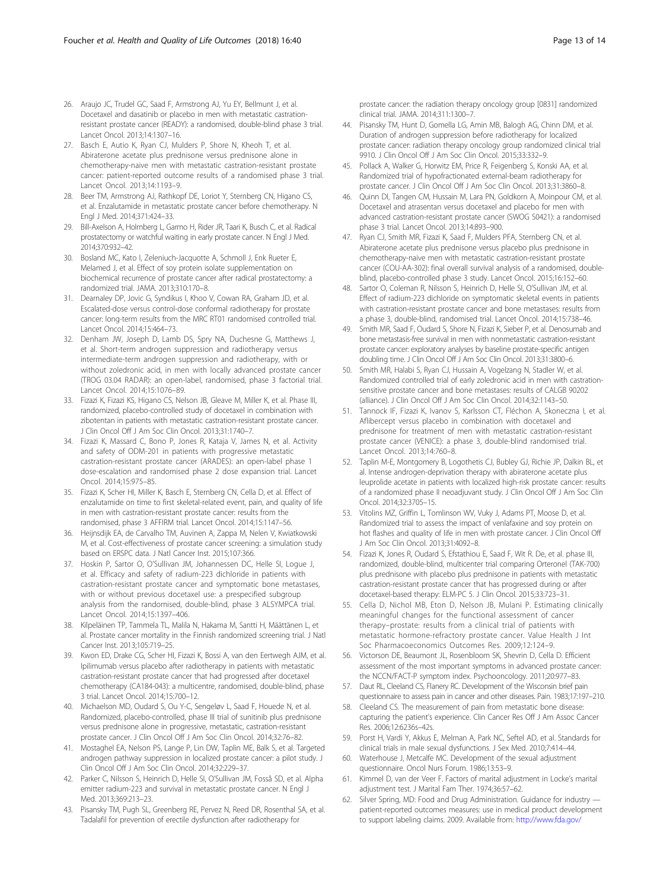26. Araujo JC, Trudel GC, Saad F, Armstrong AJ, Yu EY, Bellmunt J, et al. Docetaxel and dasatinib or placebo in men with metastatic castration-resistant prostate cancer (READY): a randomised, double-blind phase 3 trial. Lancet Oncol. 2013;14:1307–16.
27. Basch E, Autio K, Ryan CJ, Mulders P, Shore N, Kheoh T, et al. Abiraterone acetate plus prednisone versus prednisone alone in chemotherapy-naive men with metastatic castration-resistant prostate cancer: patient-reported outcome results of a randomised phase 3 trial. Lancet Oncol. 2013;14:1193–9.
28. Beer TM, Armstrong AJ, Rathkopf DE, Loriot Y, Sternberg CN, Higano CS, et al. Enzalutamide in metastatic prostate cancer before chemotherapy. N Engl J Med. 2014;371:424–33.
29. Bill-Axelson A, Holmberg L, Garmo H, Rider JR, Taari K, Busch C, et al. Radical prostatectomy or watchful waiting in early prostate cancer. N Engl J Med. 2014;370:932–42.
30. Bosland MC, Kato I, Zeleniuch-Jacquotte A, Schmoll J, Enk Rueter E, Melamed J, et al. Effect of soy protein isolate supplementation on biochemical recurrence of prostate cancer after radical prostatectomy: a randomized trial. JAMA. 2013;310:170–8.
31. Dearnaley DP, Jovic G, Syndikus I, Khoo V, Cowan RA, Graham JD, et al. Escalated-dose versus control-dose conformal radiotherapy for prostate cancer: long-term results from the MRC RT01 randomised controlled trial. Lancet Oncol. 2014;15:464–73.
32. Denham JW, Joseph D, Lamb DS, Spry NA, Duchesne G, Matthews J, et al. Short-term androgen suppression and radiotherapy versus intermediate-term androgen suppression and radiotherapy, with or without zoledronic acid, in men with locally advanced prostate cancer (TROG 03.04 RADAR): an open-label, randomised, phase 3 factorial trial. Lancet Oncol. 2014;15:1076–89.
33. Fizazi K, Fizazi KS, Higano CS, Nelson JB, Gleave M, Miller K, et al. Phase III, randomized, placebo-controlled study of docetaxel in combination with zibotentan in patients with metastatic castration-resistant prostate cancer. J Clin Oncol Off J Am Soc Clin Oncol. 2013;31:1740–7.
34. Fizazi K, Massard C, Bono P, Jones R, Kataja V, James N, et al. Activity and safety of ODM-201 in patients with progressive metastatic castration-resistant prostate cancer (ARADES): an open-label phase 1 dose-escalation and randomised phase 2 dose expansion trial. Lancet Oncol. 2014;15:975–85.
35. Fizazi K, Scher HI, Miller K, Basch E, Sternberg CN, Cella D, et al. Effect of enzalutamide on time to first skeletal-related event, pain, and quality of life in men with castration-resistant prostate cancer: results from the randomised, phase 3 AFFIRM trial. Lancet Oncol. 2014;15:1147–56.
36. Heijnsdijk EA, de Carvalho TM, Auvinen A, Zappa M, Nelen V, Kwiatkowski M, et al. Cost-effectiveness of prostate cancer screening: a simulation study based on ERSPC data. J Natl Cancer Inst. 2015;107:366.
37. Hoskin P, Sartor O, O'Sullivan JM, Johannessen DC, Helle SI, Logue J, et al. Efficacy and safety of radium-223 dichloride in patients with castration-resistant prostate cancer and symptomatic bone metastases, with or without previous docetaxel use: a prespecified subgroup analysis from the randomised, double-blind, phase 3 ALSYMPCA trial. Lancet Oncol. 2014;15:1397–406.
38. Kilpeläinen TP, Tammela TL, Malila N, Hakama M, Santti H, Määttänen L, et al. Prostate cancer mortality in the Finnish randomized screening trial. J Natl Cancer Inst. 2013;105:719–25.
39. Kwon ED, Drake CG, Scher HI, Fizazi K, Bossi A, van den Eertwegh AJM, et al. Ipilimumab versus placebo after radiotherapy in patients with metastatic castration-resistant prostate cancer that had progressed after docetaxel chemotherapy (CA184-043): a multicentre, randomised, double-blind, phase 3 trial. Lancet Oncol. 2014;15:700–12.
40. Michaelson MD, Oudard S, Ou Y-C, Sengeløv L, Saad F, Houede N, et al. Randomized, placebo-controlled, phase III trial of sunitinib plus prednisone versus prednisone alone in progressive, metastatic, castration-resistant prostate cancer. J Clin Oncol Off J Am Soc Clin Oncol. 2014;32:76–82.
41. Mostaghel EA, Nelson PS, Lange P, Lin DW, Taplin ME, Balk S, et al. Targeted androgen pathway suppression in localized prostate cancer: a pilot study. J Clin Oncol Off J Am Soc Clin Oncol. 2014;32:229–37.
42. Parker C, Nilsson S, Heinrich D, Helle SI, O'Sullivan JM, Fosså SD, et al. Alpha emitter radium-223 and survival in metastatic prostate cancer. N Engl J Med. 2013;369:213–23.
43. Pisansky TM, Pugh SL, Greenberg RE, Pervez N, Reed DR, Rosenthal SA, et al. Tadalafil for prevention of erectile dysfunction after radiotherapy for prostate cancer: the radiation therapy oncology group [0831] randomized clinical trial. JAMA. 2014;311:1300–7.
44. Pisansky TM, Hunt D, Gomella LG, Amin MB, Balogh AG, Chinn DM, et al. Duration of androgen suppression before radiotherapy for localized prostate cancer: radiation therapy oncology group randomized clinical trial 9910. J Clin Oncol Off J Am Soc Clin Oncol. 2015;33:332–9.
45. Pollack A, Walker G, Horwitz EM, Price R, Feigenberg S, Konski AA, et al. Randomized trial of hypofractionated external-beam radiotherapy for prostate cancer. J Clin Oncol Off J Am Soc Clin Oncol. 2013;31:3860–8.
46. Quinn DI, Tangen CM, Hussain M, Lara PN, Goldkorn A, Moinpour CM, et al. Docetaxel and atrasentan versus docetaxel and placebo for men with advanced castration-resistant prostate cancer (SWOG S0421): a randomised phase 3 trial. Lancet Oncol. 2013;14:893–900.
47. Ryan CJ, Smith MR, Fizazi K, Saad F, Mulders PFA, Sternberg CN, et al. Abiraterone acetate plus prednisone versus placebo plus prednisone in chemotherapy-naive men with metastatic castration-resistant prostate cancer (COU-AA-302): final overall survival analysis of a randomised, double-blind, placebo-controlled phase 3 study. Lancet Oncol. 2015;16:152–60.
48. Sartor O, Coleman R, Nilsson S, Heinrich D, Helle SI, O'Sullivan JM, et al. Effect of radium-223 dichloride on symptomatic skeletal events in patients with castration-resistant prostate cancer and bone metastases: results from a phase 3, double-blind, randomised trial. Lancet Oncol. 2014;15:738–46.
49. Smith MR, Saad F, Oudard S, Shore N, Fizazi K, Sieber P, et al. Denosumab and bone metastasis-free survival in men with nonmetastatic castration-resistant prostate cancer: exploratory analyses by baseline prostate-specific antigen doubling time. J Clin Oncol Off J Am Soc Clin Oncol. 2013;31:3800–6.
50. Smith MR, Halabi S, Ryan CJ, Hussain A, Vogelzang N, Stadler W, et al. Randomized controlled trial of early zoledronic acid in men with castration-sensitive prostate cancer and bone metastases: results of CALGB 90202 (alliance). J Clin Oncol Off J Am Soc Clin Oncol. 2014;32:1143–50.
51. Tannock IF, Fizazi K, Ivanov S, Karlsson CT, Fléchon A, Skoneczna I, et al. Aflibercept versus placebo in combination with docetaxel and prednisone for treatment of men with metastatic castration-resistant prostate cancer (VENICE): a phase 3, double-blind randomised trial. Lancet Oncol. 2013;14:760–8.
52. Taplin M-E, Montgomery B, Logothetis CJ, Bubley GJ, Richie JP, Dalkin BL, et al. Intense androgen-deprivation therapy with abiraterone acetate plus leuprolide acetate in patients with localized high-risk prostate cancer: results of a randomized phase II neoadjuvant study. J Clin Oncol Off J Am Soc Clin Oncol. 2014;32:3705–15.
53. Vitolins MZ, Griffin L, Tomlinson WV, Vuky J, Adams PT, Moose D, et al. Randomized trial to assess the impact of venlafaxine and soy protein on hot flashes and quality of life in men with prostate cancer. J Clin Oncol Off J Am Soc Clin Oncol. 2013;31:4092–8.
54. Fizazi K, Jones R, Oudard S, Efstathiou E, Saad F, Wit R. De, et al. phase III, randomized, double-blind, multicenter trial comparing Orteronel (TAK-700) plus prednisone with placebo plus prednisone in patients with metastatic castration-resistant prostate cancer that has progressed during or after docetaxel-based therapy: ELM-PC 5. J Clin Oncol. 2015;33:723–31.
55. Cella D, Nichol MB, Eton D, Nelson JB, Mulani P. Estimating clinically meaningful changes for the functional assessment of cancer therapy–prostate: results from a clinical trial of patients with metastatic hormone-refractory prostate cancer. Value Health J Int Soc Pharmacoeconomics Outcomes Res. 2009;12:124–9.
56. Victorson DE, Beaumont JL, Rosenbloom SK, Shevrin D, Cella D. Efficient assessment of the most important symptoms in advanced prostate cancer: the NCCN/FACT-P symptom index. Psychooncology. 2011;20:977–83.
57. Daut RL, Cleeland CS, Flanery RC. Development of the Wisconsin brief pain questionnaire to assess pain in cancer and other diseases. Pain. 1983;17:197–210.
58. Cleeland CS. The measurement of pain from metastatic bone disease: capturing the patient's experience. Clin Cancer Res Off J Am Assoc Cancer Res. 2006;12:6236s–42s.
59. Porst H, Vardi Y, Akkus E, Melman A, Park NC, Seftel AD, et al. Standards for clinical trials in male sexual dysfunctions. J Sex Med. 2010;7:414–44.
60. Waterhouse J, Metcalfe MC. Development of the sexual adjustment questionnaire. Oncol Nurs Forum. 1986;13:53–9.
61. Kimmel D, van der Veer F. Factors of marital adjustment in Locke's marital adjustment test. J Marital Fam Ther. 1974;36:57–62.
62. Silver Spring, MD: Food and Drug Administration. Guidance for industry — patient-reported outcomes measures: use in medical product development to support labeling claims. 2009. Available from: http://www.fda.gov/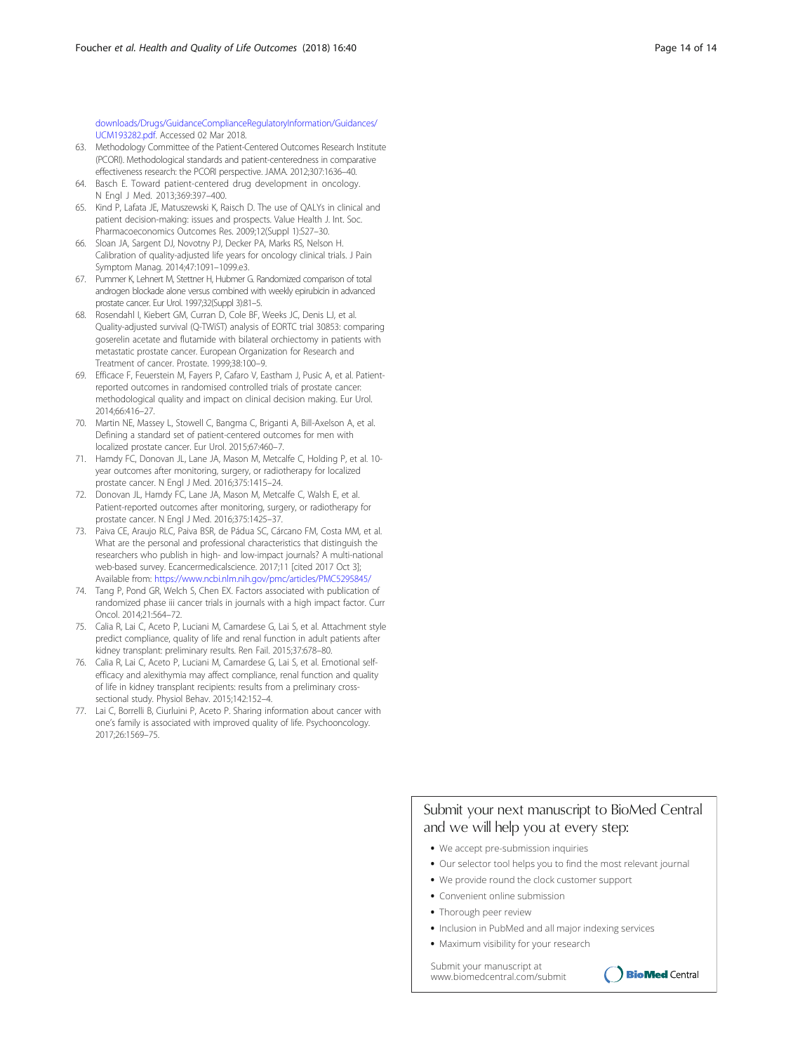downloads/Drugs/GuidanceComplianceRegulatoryInformation/Guidances/UCM193282.pdf. Accessed 02 Mar 2018.

63. Methodology Committee of the Patient-Centered Outcomes Research Institute (PCORI). Methodological standards and patient-centeredness in comparative effectiveness research: the PCORI perspective. JAMA. 2012;307:1636–40.
64. Basch E. Toward patient-centered drug development in oncology. N Engl J Med. 2013;369:397–400.
65. Kind P, Lafata JE, Matuszewski K, Raisch D. The use of QALYs in clinical and patient decision-making: issues and prospects. Value Health J. Int. Soc. Pharmacoeconomics Outcomes Res. 2009;12(Suppl 1):S27–30.
66. Sloan JA, Sargent DJ, Novotny PJ, Decker PA, Marks RS, Nelson H. Calibration of quality-adjusted life years for oncology clinical trials. J Pain Symptom Manag. 2014;47:1091–1099.e3.
67. Pummer K, Lehnert M, Stettner H, Hubmer G. Randomized comparison of total androgen blockade alone versus combined with weekly epirubicin in advanced prostate cancer. Eur Urol. 1997;32(Suppl 3):81–5.
68. Rosendahl I, Kiebert GM, Curran D, Cole BF, Weeks JC, Denis LJ, et al. Quality-adjusted survival (Q-TWiST) analysis of EORTC trial 30853: comparing goserelin acetate and flutamide with bilateral orchiectomy in patients with metastatic prostate cancer. European Organization for Research and Treatment of cancer. Prostate. 1999;38:100–9.
69. Efficace F, Feuerstein M, Fayers P, Cafaro V, Eastham J, Pusic A, et al. Patient-reported outcomes in randomised controlled trials of prostate cancer: methodological quality and impact on clinical decision making. Eur Urol. 2014;66:416–27.
70. Martin NE, Massey L, Stowell C, Bangma C, Briganti A, Bill-Axelson A, et al. Defining a standard set of patient-centered outcomes for men with localized prostate cancer. Eur Urol. 2015;67:460–7.
71. Hamdy FC, Donovan JL, Lane JA, Mason M, Metcalfe C, Holding P, et al. 10-year outcomes after monitoring, surgery, or radiotherapy for localized prostate cancer. N Engl J Med. 2016;375:1415–24.
72. Donovan JL, Hamdy FC, Lane JA, Mason M, Metcalfe C, Walsh E, et al. Patient-reported outcomes after monitoring, surgery, or radiotherapy for prostate cancer. N Engl J Med. 2016;375:1425–37.
73. Paiva CE, Araujo RLC, Paiva BSR, de Pádua SC, Cárcano FM, Costa MM, et al. What are the personal and professional characteristics that distinguish the researchers who publish in high- and low-impact journals? A multi-national web-based survey. Ecancermedicalscience. 2017;11 [cited 2017 Oct 3]; Available from: https://www.ncbi.nlm.nih.gov/pmc/articles/PMC5295845/
74. Tang P, Pond GR, Welch S, Chen EX. Factors associated with publication of randomized phase iii cancer trials in journals with a high impact factor. Curr Oncol. 2014;21:564–72.
75. Calia R, Lai C, Aceto P, Luciani M, Camardese G, Lai S, et al. Attachment style predict compliance, quality of life and renal function in adult patients after kidney transplant: preliminary results. Ren Fail. 2015;37:678–80.
76. Calia R, Lai C, Aceto P, Luciani M, Camardese G, Lai S, et al. Emotional self-efficacy and alexithymia may affect compliance, renal function and quality of life in kidney transplant recipients: results from a preliminary cross-sectional study. Physiol Behav. 2015;142:152–4.
77. Lai C, Borrelli B, Ciurluini P, Aceto P. Sharing information about cancer with one's family is associated with improved quality of life. Psychooncology. 2017;26:1569–75.